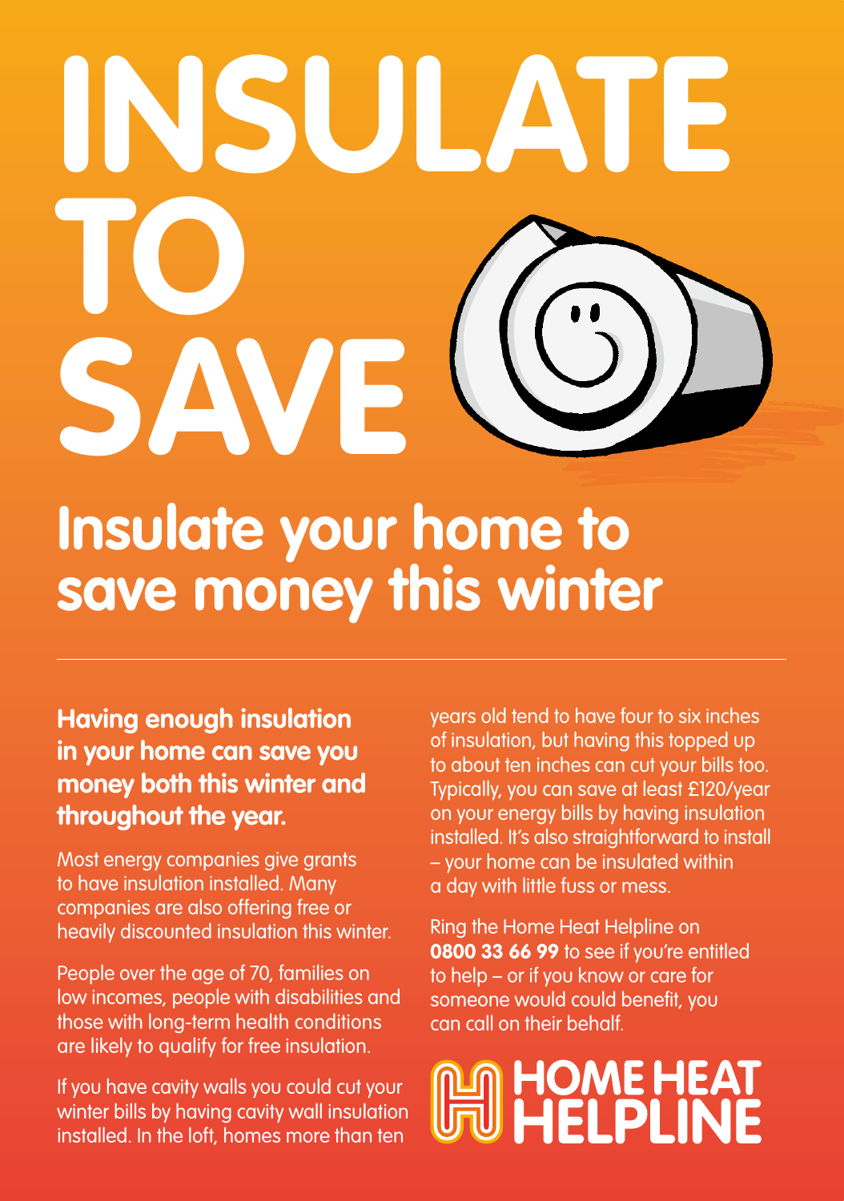# INSULATE TO SAVE

## Insulate your home to save money this winter

---

**Having enough insulation in your home can save you money both this winter and throughout the year.**

Most energy companies give grants to have insulation installed. Many companies are also offering free or heavily discounted insulation this winter.

People over the age of 70, families on low incomes, people with disabilities and those with long-term health conditions are likely to qualify for free insulation.

If you have cavity walls you could cut your winter bills by having cavity wall insulation installed. In the loft, homes more than ten years old tend to have four to six inches of insulation, but having this topped up to about ten inches can cut your bills too. Typically, you can save at least £120/year on your energy bills by having insulation installed. It's also straightforward to install – your home can be insulated within a day with little fuss or mess.

Ring the Home Heat Helpline on **0800 33 66 99** to see if you're entitled to help – or if you know or care for someone would could benefit, you can call on their behalf.

**HOME HEAT HELPLINE**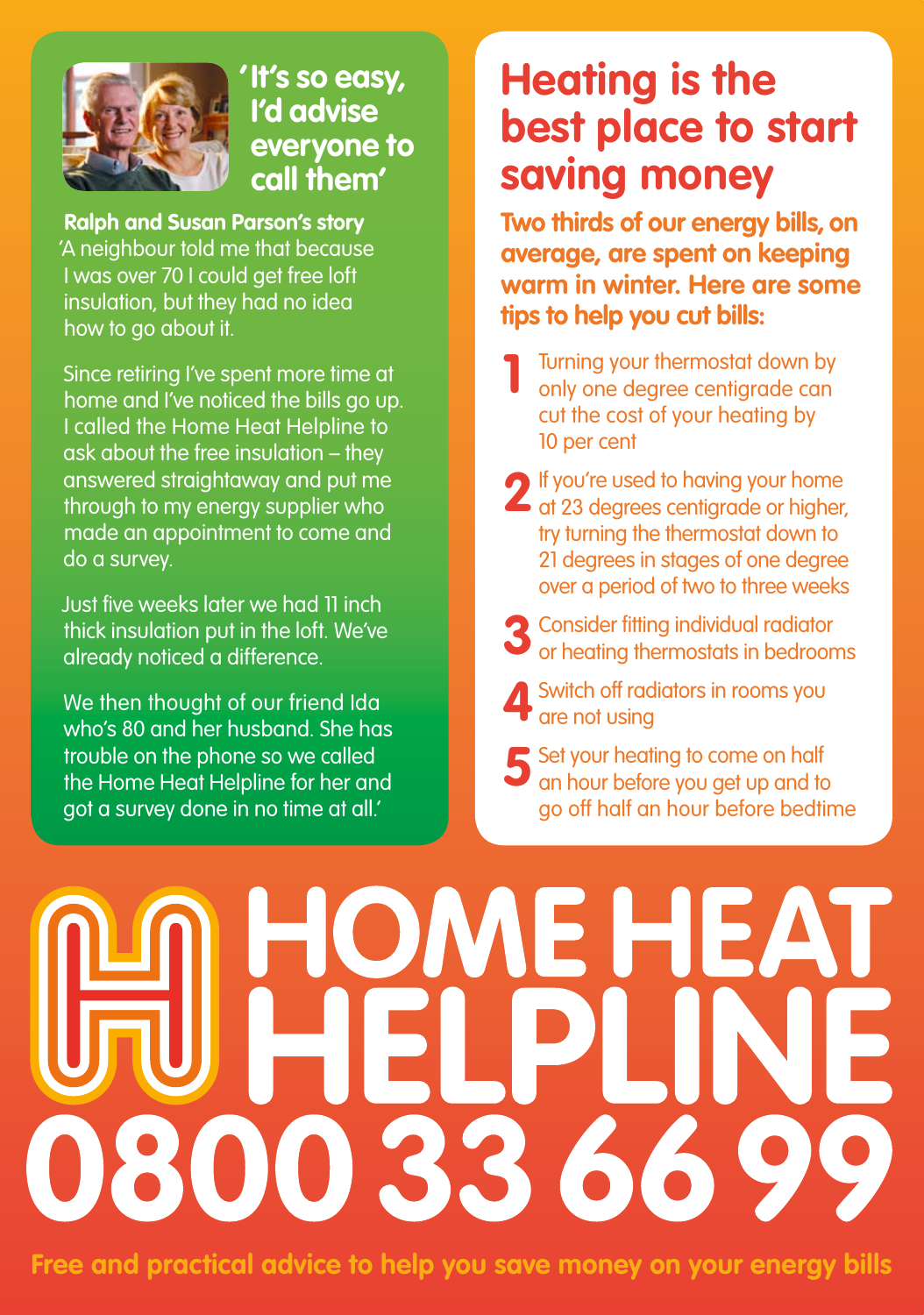## 'It's so easy, I'd advise everyone to call them'

**Ralph and Susan Parson's story**

'A neighbour told me that because I was over 70 I could get free loft insulation, but they had no idea how to go about it.

Since retiring I've spent more time at home and I've noticed the bills go up. I called the Home Heat Helpline to ask about the free insulation – they answered straightaway and put me through to my energy supplier who made an appointment to come and do a survey.

Just five weeks later we had 11 inch thick insulation put in the loft. We've already noticed a difference.

We then thought of our friend Ida who's 80 and her husband. She has trouble on the phone so we called the Home Heat Helpline for her and got a survey done in no time at all.'

# Heating is the best place to start saving money

**Two thirds of our energy bills, on average, are spent on keeping warm in winter. Here are some tips to help you cut bills:**

1. Turning your thermostat down by only one degree centigrade can cut the cost of your heating by 10 per cent
2. If you're used to having your home at 23 degrees centigrade or higher, try turning the thermostat down to 21 degrees in stages of one degree over a period of two to three weeks
3. Consider fitting individual radiator or heating thermostats in bedrooms
4. Switch off radiators in rooms you are not using
5. Set your heating to come on half an hour before you get up and to go off half an hour before bedtime

# HOME HEAT HELPLINE
# 0800 33 66 99

**Free and practical advice to help you save money on your energy bills**